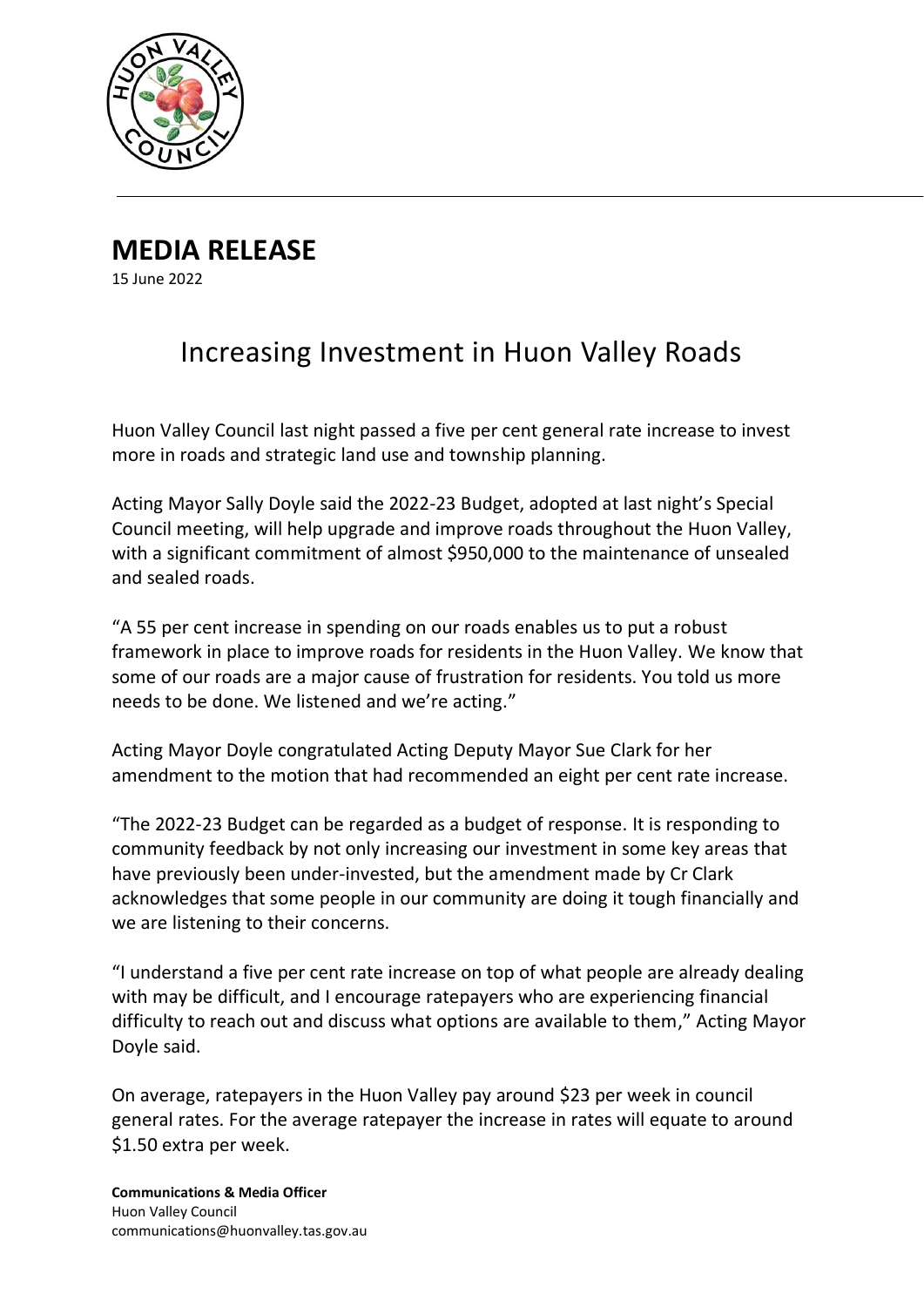# MEDIA RELEASE

15 June 2022

## Increasing Investment in Huon Valley Roads

Huon Valley Council last night passed a five per cent general rate increase to invest more in roads and strategic land use and township planning.

Acting Mayor Sally Doyle said the 2022-23 Budget, adopted at last night's Special Council meeting, will help upgrade and improve roads throughout the Huon Valley, with a significant commitment of almost $950,000 to the maintenance of unsealed and sealed roads.

"A 55 per cent increase in spending on our roads enables us to put a robust framework in place to improve roads for residents in the Huon Valley. We know that some of our roads are a major cause of frustration for residents. You told us more needs to be done. We listened and we're acting."

Acting Mayor Doyle congratulated Acting Deputy Mayor Sue Clark for her amendment to the motion that had recommended an eight per cent rate increase.

"The 2022-23 Budget can be regarded as a budget of response. It is responding to community feedback by not only increasing our investment in some key areas that have previously been under-invested, but the amendment made by Cr Clark acknowledges that some people in our community are doing it tough financially and we are listening to their concerns.

"I understand a five per cent rate increase on top of what people are already dealing with may be difficult, and I encourage ratepayers who are experiencing financial difficulty to reach out and discuss what options are available to them," Acting Mayor Doyle said.

On average, ratepayers in the Huon Valley pay around $23 per week in council general rates. For the average ratepayer the increase in rates will equate to around $1.50 extra per week.

**Communications & Media Officer**
Huon Valley Council
communications@huonvalley.tas.gov.au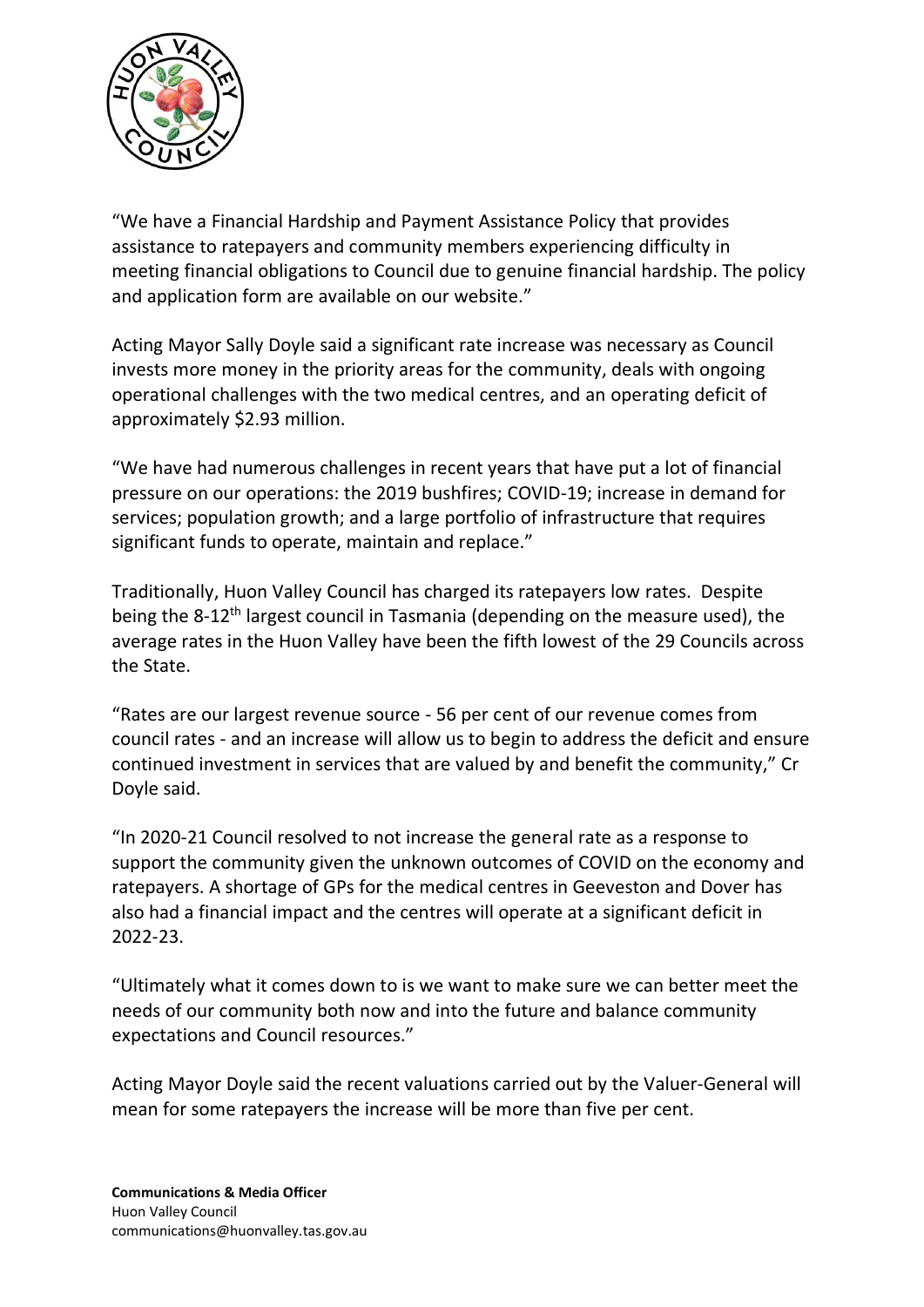"We have a Financial Hardship and Payment Assistance Policy that provides assistance to ratepayers and community members experiencing difficulty in meeting financial obligations to Council due to genuine financial hardship. The policy and application form are available on our website."

Acting Mayor Sally Doyle said a significant rate increase was necessary as Council invests more money in the priority areas for the community, deals with ongoing operational challenges with the two medical centres, and an operating deficit of approximately $2.93 million.

"We have had numerous challenges in recent years that have put a lot of financial pressure on our operations: the 2019 bushfires; COVID-19; increase in demand for services; population growth; and a large portfolio of infrastructure that requires significant funds to operate, maintain and replace."

Traditionally, Huon Valley Council has charged its ratepayers low rates. Despite being the 8-12th largest council in Tasmania (depending on the measure used), the average rates in the Huon Valley have been the fifth lowest of the 29 Councils across the State.

"Rates are our largest revenue source - 56 per cent of our revenue comes from council rates - and an increase will allow us to begin to address the deficit and ensure continued investment in services that are valued by and benefit the community," Cr Doyle said.

"In 2020-21 Council resolved to not increase the general rate as a response to support the community given the unknown outcomes of COVID on the economy and ratepayers. A shortage of GPs for the medical centres in Geeveston and Dover has also had a financial impact and the centres will operate at a significant deficit in 2022-23.

"Ultimately what it comes down to is we want to make sure we can better meet the needs of our community both now and into the future and balance community expectations and Council resources."

Acting Mayor Doyle said the recent valuations carried out by the Valuer-General will mean for some ratepayers the increase will be more than five per cent.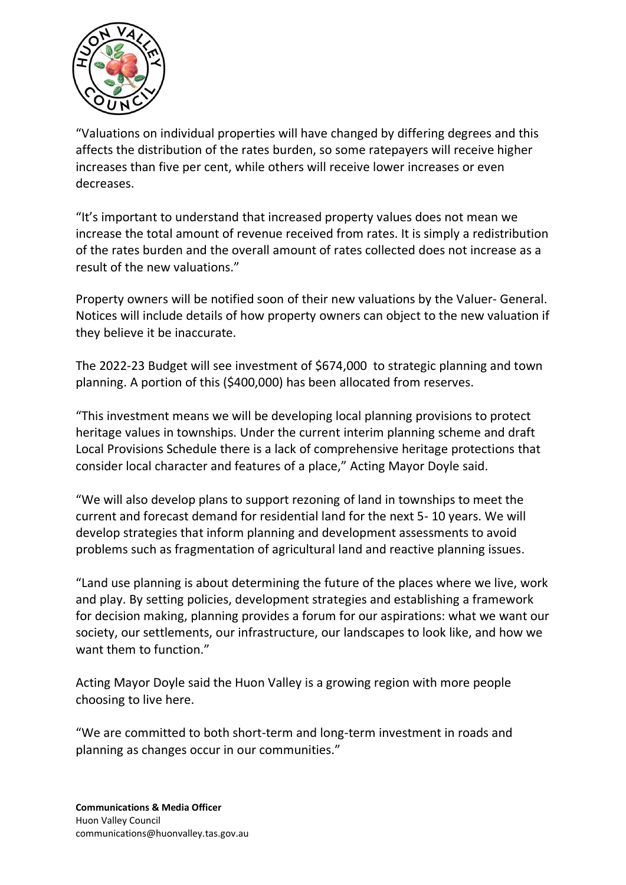"Valuations on individual properties will have changed by differing degrees and this affects the distribution of the rates burden, so some ratepayers will receive higher increases than five per cent, while others will receive lower increases or even decreases.

"It's important to understand that increased property values does not mean we increase the total amount of revenue received from rates. It is simply a redistribution of the rates burden and the overall amount of rates collected does not increase as a result of the new valuations."

Property owners will be notified soon of their new valuations by the Valuer- General. Notices will include details of how property owners can object to the new valuation if they believe it be inaccurate.

The 2022-23 Budget will see investment of $674,000 to strategic planning and town planning. A portion of this ($400,000) has been allocated from reserves.

"This investment means we will be developing local planning provisions to protect heritage values in townships. Under the current interim planning scheme and draft Local Provisions Schedule there is a lack of comprehensive heritage protections that consider local character and features of a place," Acting Mayor Doyle said.

"We will also develop plans to support rezoning of land in townships to meet the current and forecast demand for residential land for the next 5- 10 years. We will develop strategies that inform planning and development assessments to avoid problems such as fragmentation of agricultural land and reactive planning issues.

"Land use planning is about determining the future of the places where we live, work and play. By setting policies, development strategies and establishing a framework for decision making, planning provides a forum for our aspirations: what we want our society, our settlements, our infrastructure, our landscapes to look like, and how we want them to function."

Acting Mayor Doyle said the Huon Valley is a growing region with more people choosing to live here.

"We are committed to both short-term and long-term investment in roads and planning as changes occur in our communities."

**Communications & Media Officer**
Huon Valley Council
communications@huonvalley.tas.gov.au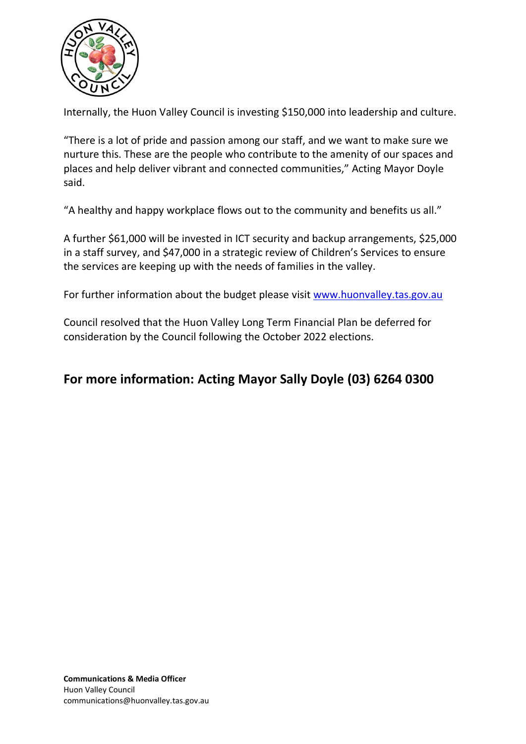Internally, the Huon Valley Council is investing $150,000 into leadership and culture.

"There is a lot of pride and passion among our staff, and we want to make sure we nurture this. These are the people who contribute to the amenity of our spaces and places and help deliver vibrant and connected communities," Acting Mayor Doyle said.

"A healthy and happy workplace flows out to the community and benefits us all."

A further $61,000 will be invested in ICT security and backup arrangements, $25,000 in a staff survey, and $47,000 in a strategic review of Children's Services to ensure the services are keeping up with the needs of families in the valley.

For further information about the budget please visit [www.huonvalley.tas.gov.au](www.huonvalley.tas.gov.au)

Council resolved that the Huon Valley Long Term Financial Plan be deferred for consideration by the Council following the October 2022 elections.

## For more information: Acting Mayor Sally Doyle (03) 6264 0300

**Communications & Media Officer**
Huon Valley Council
communications@huonvalley.tas.gov.au